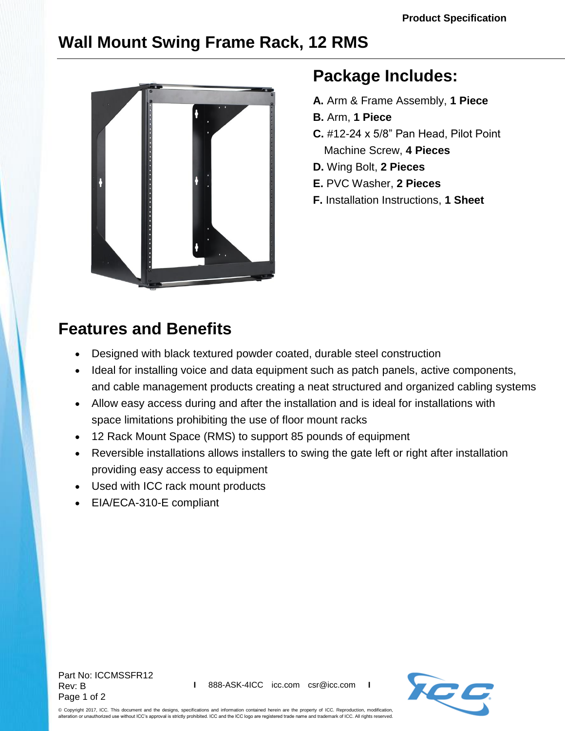Product Specification

# Wall Mount Swing Frame Rack, 12 RMS

## Package Includes:

**A.** Arm & Frame Assembly, **1 Piece**
**B.** Arm, **1 Piece**
**C.** #12-24 x 5/8" Pan Head, Pilot Point Machine Screw, **4 Pieces**
**D.** Wing Bolt, **2 Pieces**
**E.** PVC Washer, **2 Pieces**
**F.** Installation Instructions, **1 Sheet**

## Features and Benefits

- Designed with black textured powder coated, durable steel construction
- Ideal for installing voice and data equipment such as patch panels, active components, and cable management products creating a neat structured and organized cabling systems
- Allow easy access during and after the installation and is ideal for installations with space limitations prohibiting the use of floor mount racks
- 12 Rack Mount Space (RMS) to support 85 pounds of equipment
- Reversible installations allows installers to swing the gate left or right after installation providing easy access to equipment
- Used with ICC rack mount products
- EIA/ECA-310-E compliant

Part No: ICCMSSFR12
Rev: B

888-ASK-4ICC    icc.com    csr@icc.com

© Copyright 2017, ICC. This document and the designs, specifications and information contained herein are the property of ICC. Reproduction, modification, alteration or unauthorized use without ICC's approval is strictly prohibited. ICC and the ICC logo are registered trade name and trademark of ICC. All rights reserved.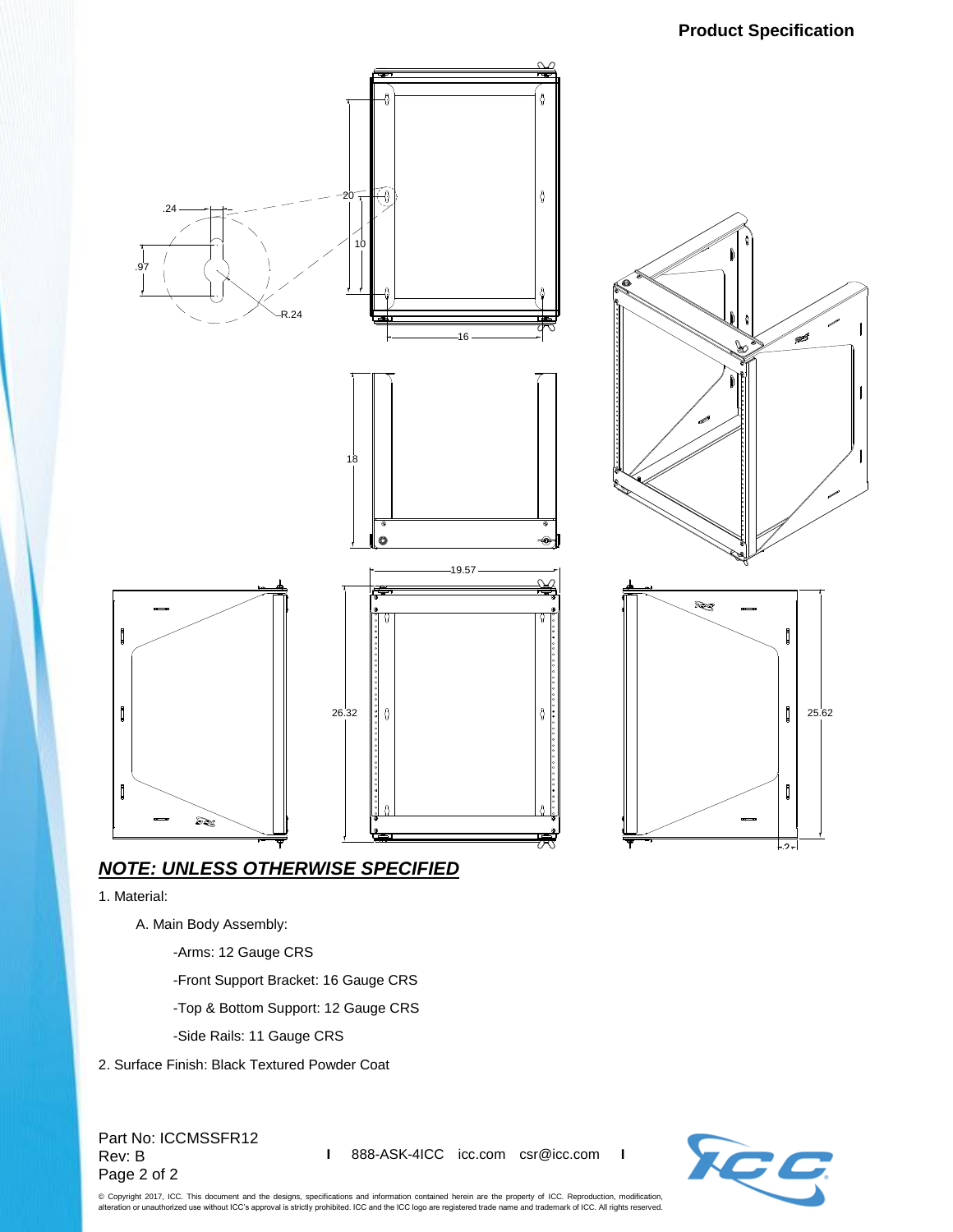## Product Specification

.24

.97

R.24

20

10

16

18

19.57

26.32

25.62

.2

## *NOTE: UNLESS OTHERWISE SPECIFIED*

1. Material:

   A. Main Body Assembly:

      -Arms: 12 Gauge CRS

      -Front Support Bracket: 16 Gauge CRS

      -Top & Bottom Support: 12 Gauge CRS

      -Side Rails: 11 Gauge CRS

2. Surface Finish: Black Textured Powder Coat

Part No: ICCMSSFR12
Rev: B

888-ASK-4ICC icc.com csr@icc.com

© Copyright 2017, ICC. This document and the designs, specifications and information contained herein are the property of ICC. Reproduction, modification, alteration or unauthorized use without ICC's approval is strictly prohibited. ICC and the ICC logo are registered trade name and trademark of ICC. All rights reserved.